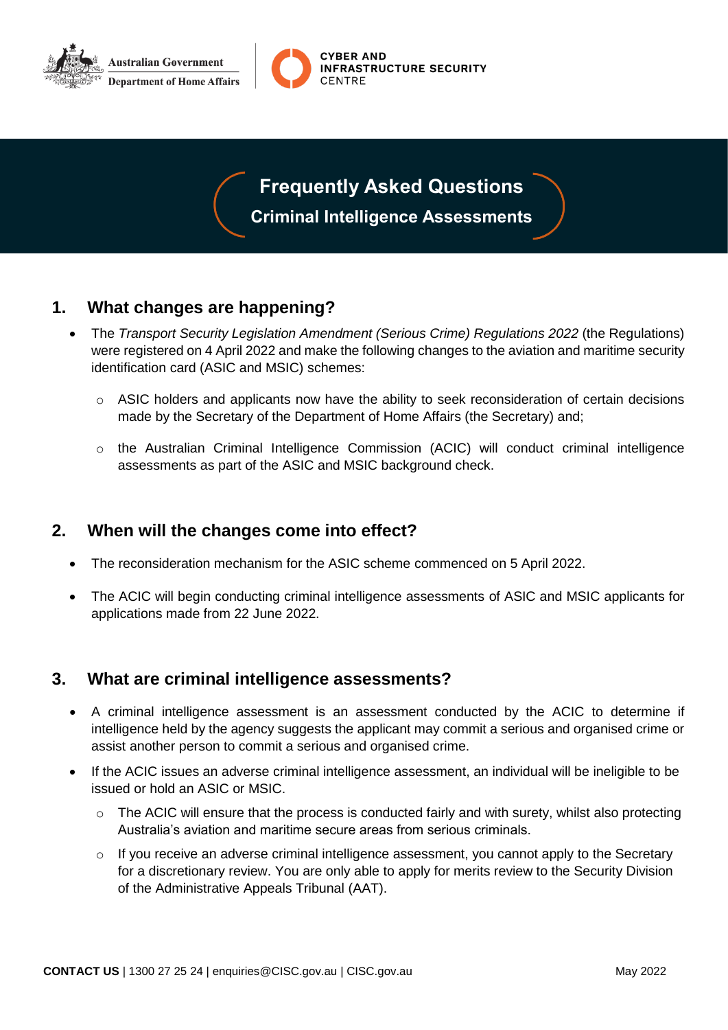Australian Government
Department of Home Affairs

CYBER AND INFRASTRUCTURE SECURITY CENTRE

# Frequently Asked Questions
## Criminal Intelligence Assessments

## 1. What changes are happening?

- The *Transport Security Legislation Amendment (Serious Crime) Regulations 2022* (the Regulations) were registered on 4 April 2022 and make the following changes to the aviation and maritime security identification card (ASIC and MSIC) schemes:
  - ASIC holders and applicants now have the ability to seek reconsideration of certain decisions made by the Secretary of the Department of Home Affairs (the Secretary) and;
  - the Australian Criminal Intelligence Commission (ACIC) will conduct criminal intelligence assessments as part of the ASIC and MSIC background check.

## 2. When will the changes come into effect?

- The reconsideration mechanism for the ASIC scheme commenced on 5 April 2022.
- The ACIC will begin conducting criminal intelligence assessments of ASIC and MSIC applicants for applications made from 22 June 2022.

## 3. What are criminal intelligence assessments?

- A criminal intelligence assessment is an assessment conducted by the ACIC to determine if intelligence held by the agency suggests the applicant may commit a serious and organised crime or assist another person to commit a serious and organised crime.
- If the ACIC issues an adverse criminal intelligence assessment, an individual will be ineligible to be issued or hold an ASIC or MSIC.
  - The ACIC will ensure that the process is conducted fairly and with surety, whilst also protecting Australia's aviation and maritime secure areas from serious criminals.
  - If you receive an adverse criminal intelligence assessment, you cannot apply to the Secretary for a discretionary review. You are only able to apply for merits review to the Security Division of the Administrative Appeals Tribunal (AAT).

**CONTACT US** | 1300 27 25 24 | enquiries@CISC.gov.au | CISC.gov.au

May 2022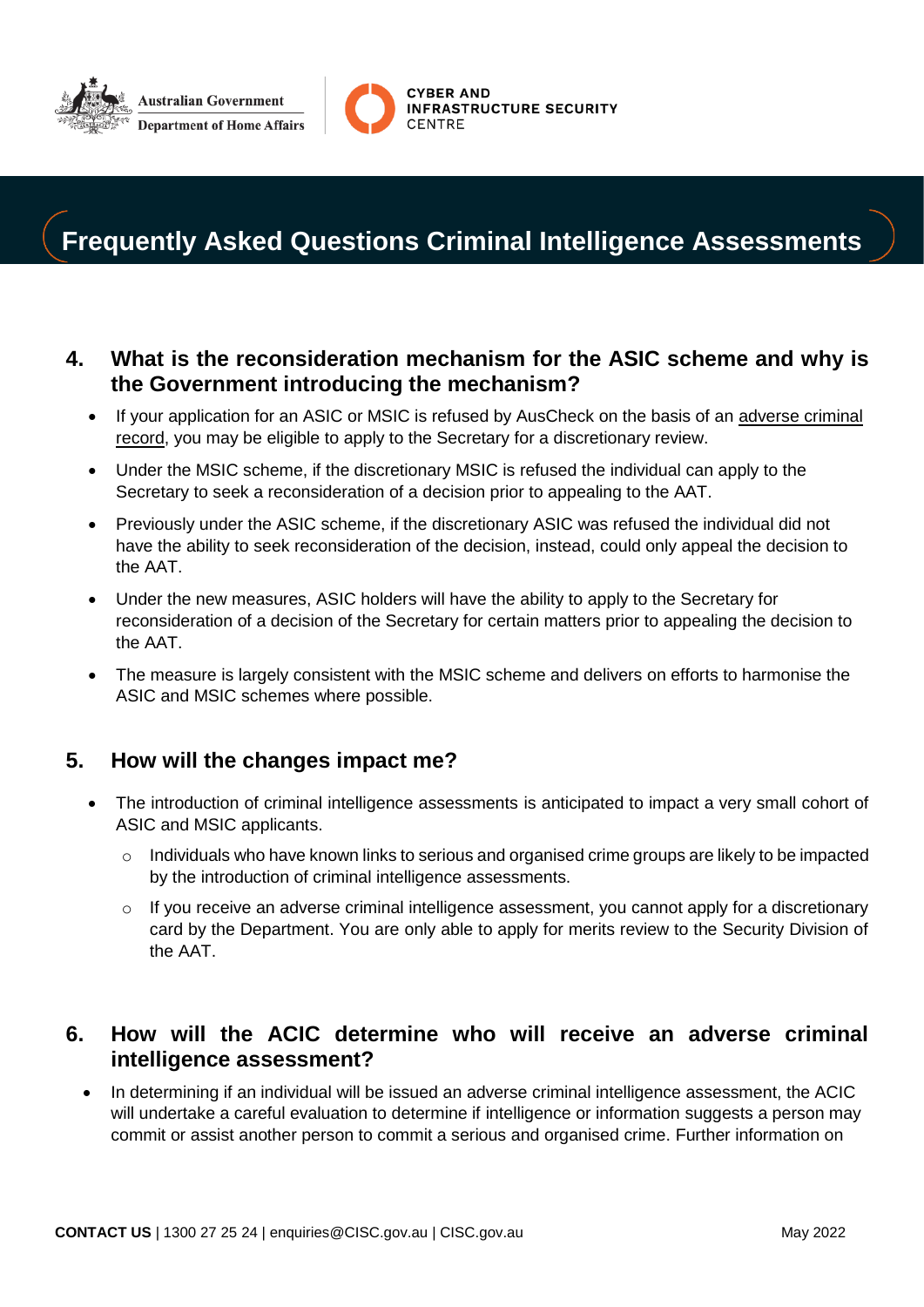## 4. What is the reconsideration mechanism for the ASIC scheme and why is the Government introducing the mechanism?

- If your application for an ASIC or MSIC is refused by AusCheck on the basis of an adverse criminal record, you may be eligible to apply to the Secretary for a discretionary review.
- Under the MSIC scheme, if the discretionary MSIC is refused the individual can apply to the Secretary to seek a reconsideration of a decision prior to appealing to the AAT.
- Previously under the ASIC scheme, if the discretionary ASIC was refused the individual did not have the ability to seek reconsideration of the decision, instead, could only appeal the decision to the AAT.
- Under the new measures, ASIC holders will have the ability to apply to the Secretary for reconsideration of a decision of the Secretary for certain matters prior to appealing the decision to the AAT.
- The measure is largely consistent with the MSIC scheme and delivers on efforts to harmonise the ASIC and MSIC schemes where possible.

## 5. How will the changes impact me?

- The introduction of criminal intelligence assessments is anticipated to impact a very small cohort of ASIC and MSIC applicants.
  - Individuals who have known links to serious and organised crime groups are likely to be impacted by the introduction of criminal intelligence assessments.
  - If you receive an adverse criminal intelligence assessment, you cannot apply for a discretionary card by the Department. You are only able to apply for merits review to the Security Division of the AAT.

## 6. How will the ACIC determine who will receive an adverse criminal intelligence assessment?

- In determining if an individual will be issued an adverse criminal intelligence assessment, the ACIC will undertake a careful evaluation to determine if intelligence or information suggests a person may commit or assist another person to commit a serious and organised crime. Further information on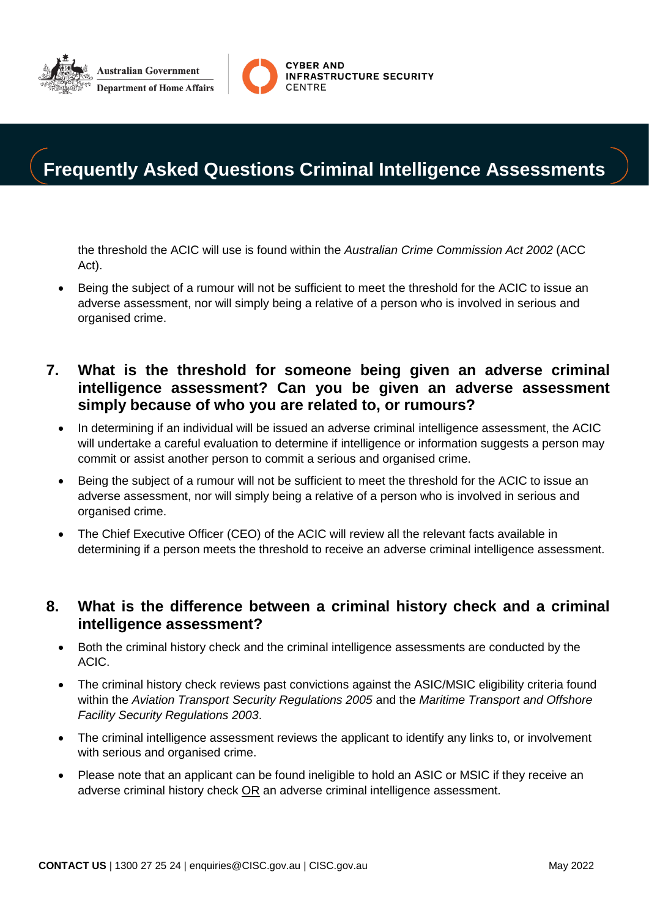the threshold the ACIC will use is found within the *Australian Crime Commission Act 2002* (ACC Act).

- Being the subject of a rumour will not be sufficient to meet the threshold for the ACIC to issue an adverse assessment, nor will simply being a relative of a person who is involved in serious and organised crime.

## 7. What is the threshold for someone being given an adverse criminal intelligence assessment? Can you be given an adverse assessment simply because of who you are related to, or rumours?

- In determining if an individual will be issued an adverse criminal intelligence assessment, the ACIC will undertake a careful evaluation to determine if intelligence or information suggests a person may commit or assist another person to commit a serious and organised crime.
- Being the subject of a rumour will not be sufficient to meet the threshold for the ACIC to issue an adverse assessment, nor will simply being a relative of a person who is involved in serious and organised crime.
- The Chief Executive Officer (CEO) of the ACIC will review all the relevant facts available in determining if a person meets the threshold to receive an adverse criminal intelligence assessment.

## 8. What is the difference between a criminal history check and a criminal intelligence assessment?

- Both the criminal history check and the criminal intelligence assessments are conducted by the ACIC.
- The criminal history check reviews past convictions against the ASIC/MSIC eligibility criteria found within the *Aviation Transport Security Regulations 2005* and the *Maritime Transport and Offshore Facility Security Regulations 2003*.
- The criminal intelligence assessment reviews the applicant to identify any links to, or involvement with serious and organised crime.
- Please note that an applicant can be found ineligible to hold an ASIC or MSIC if they receive an adverse criminal history check <u>OR</u> an adverse criminal intelligence assessment.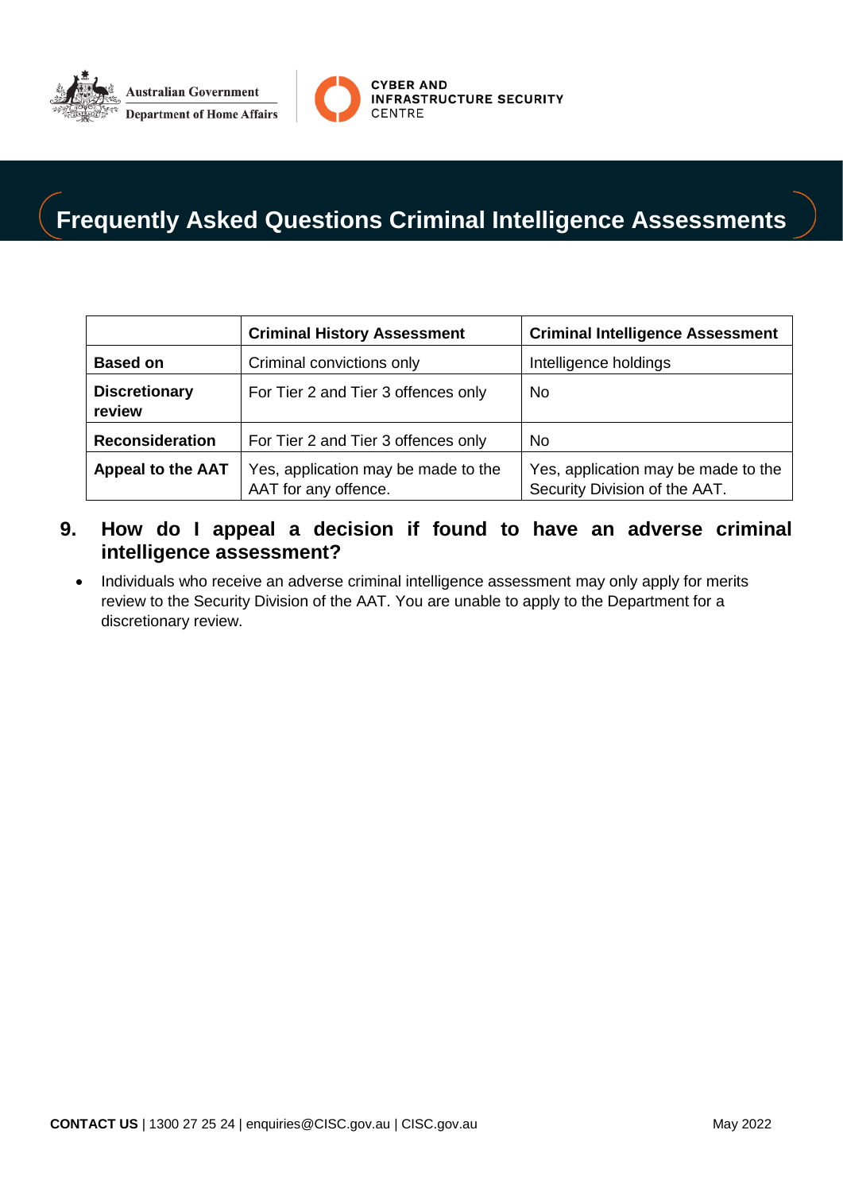# Frequently Asked Questions Criminal Intelligence Assessments

| | **Criminal History Assessment** | **Criminal Intelligence Assessment** |
|---|---|---|
| **Based on** | Criminal convictions only | Intelligence holdings |
| **Discretionary review** | For Tier 2 and Tier 3 offences only | No |
| **Reconsideration** | For Tier 2 and Tier 3 offences only | No |
| **Appeal to the AAT** | Yes, application may be made to the AAT for any offence. | Yes, application may be made to the Security Division of the AAT. |

## 9. How do I appeal a decision if found to have an adverse criminal intelligence assessment?

- Individuals who receive an adverse criminal intelligence assessment may only apply for merits review to the Security Division of the AAT. You are unable to apply to the Department for a discretionary review.

**CONTACT US** | 1300 27 25 24 | enquiries@CISC.gov.au | CISC.gov.au

May 2022